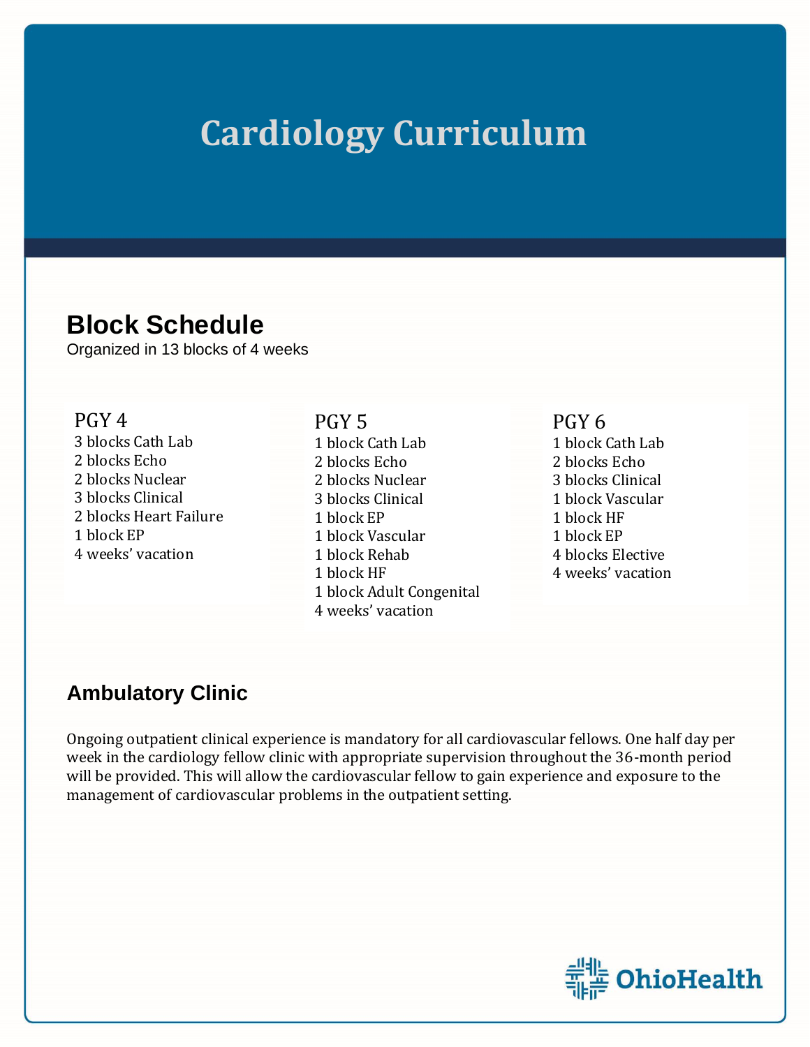# Cardiology Curriculum

## Block Schedule

Organized in 13 blocks of 4 weeks

### PGY 4

- 3 blocks Cath Lab
- 2 blocks Echo
- 2 blocks Nuclear
- 3 blocks Clinical
- 2 blocks Heart Failure
- 1 block EP
- 4 weeks' vacation

### PGY 5

- 1 block Cath Lab
- 2 blocks Echo
- 2 blocks Nuclear
- 3 blocks Clinical
- 1 block EP
- 1 block Vascular
- 1 block Rehab
- 1 block HF
- 1 block Adult Congenital
- 4 weeks' vacation

### PGY 6

- 1 block Cath Lab
- 2 blocks Echo
- 3 blocks Clinical
- 1 block Vascular
- 1 block HF
- 1 block EP
- 4 blocks Elective
- 4 weeks' vacation

## Ambulatory Clinic

Ongoing outpatient clinical experience is mandatory for all cardiovascular fellows. One half day per week in the cardiology fellow clinic with appropriate supervision throughout the 36-month period will be provided. This will allow the cardiovascular fellow to gain experience and exposure to the management of cardiovascular problems in the outpatient setting.

OhioHealth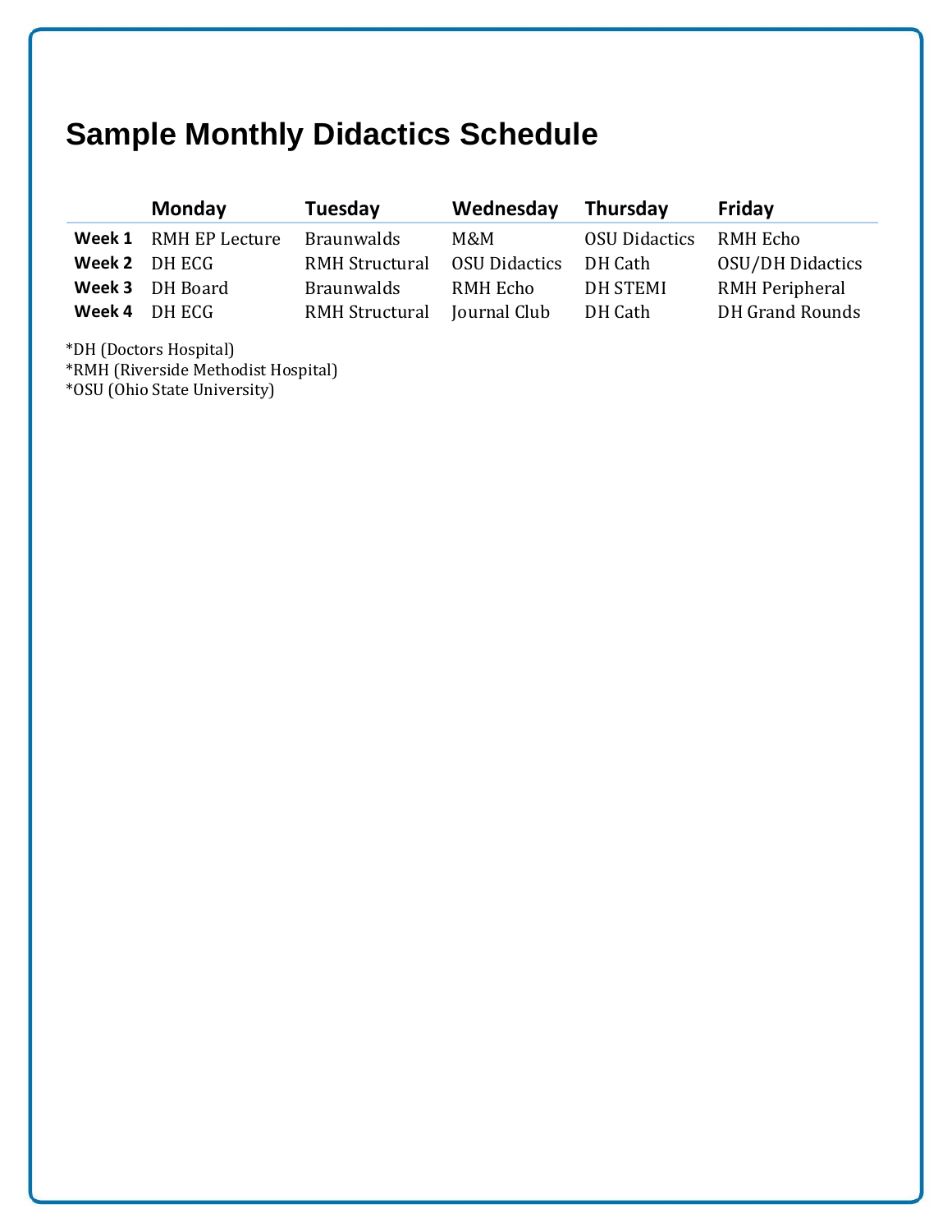# Sample Monthly Didactics Schedule

| | Monday | Tuesday | Wednesday | Thursday | Friday |
|---|---|---|---|---|---|
| **Week 1** | RMH EP Lecture | Braunwalds | M&M | OSU Didactics | RMH Echo |
| **Week 2** | DH ECG | RMH Structural | OSU Didactics | DH Cath | OSU/DH Didactics |
| **Week 3** | DH Board | Braunwalds | RMH Echo | DH STEMI | RMH Peripheral |
| **Week 4** | DH ECG | RMH Structural | Journal Club | DH Cath | DH Grand Rounds |

*DH (Doctors Hospital)
*RMH (Riverside Methodist Hospital)
*OSU (Ohio State University)